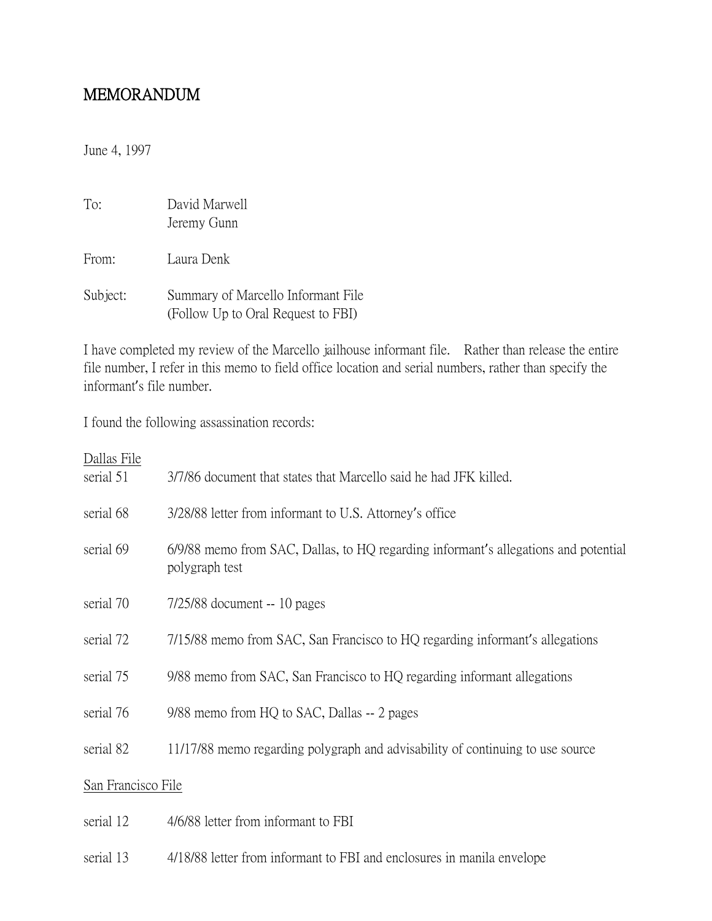# MEMORANDUM

June 4, 1997

To: David Marwell
Jeremy Gunn

From: Laura Denk

Subject: Summary of Marcello Informant File
(Follow Up to Oral Request to FBI)

I have completed my review of the Marcello jailhouse informant file. Rather than release the entire file number, I refer in this memo to field office location and serial numbers, rather than specify the informant's file number.

I found the following assassination records:

Dallas File

| | |
|---|---|
| serial 51 | 3/7/86 document that states that Marcello said he had JFK killed. |
| serial 68 | 3/28/88 letter from informant to U.S. Attorney's office |
| serial 69 | 6/9/88 memo from SAC, Dallas, to HQ regarding informant's allegations and potential polygraph test |
| serial 70 | 7/25/88 document -- 10 pages |
| serial 72 | 7/15/88 memo from SAC, San Francisco to HQ regarding informant's allegations |
| serial 75 | 9/88 memo from SAC, San Francisco to HQ regarding informant allegations |
| serial 76 | 9/88 memo from HQ to SAC, Dallas -- 2 pages |
| serial 82 | 11/17/88 memo regarding polygraph and advisability of continuing to use source |

San Francisco File

| | |
|---|---|
| serial 12 | 4/6/88 letter from informant to FBI |
| serial 13 | 4/18/88 letter from informant to FBI and enclosures in manila envelope |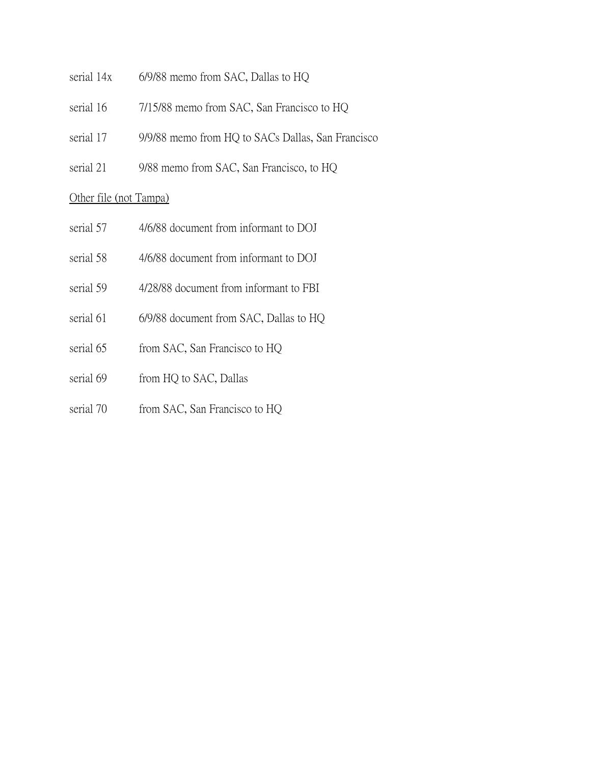serial 14x 6/9/88 memo from SAC, Dallas to HQ

serial 16 7/15/88 memo from SAC, San Francisco to HQ

serial 17 9/9/88 memo from HQ to SACs Dallas, San Francisco

serial 21 9/88 memo from SAC, San Francisco, to HQ

Other file (not Tampa)

serial 57 4/6/88 document from informant to DOJ

serial 58 4/6/88 document from informant to DOJ

serial 59 4/28/88 document from informant to FBI

serial 61 6/9/88 document from SAC, Dallas to HQ

serial 65 from SAC, San Francisco to HQ

serial 69 from HQ to SAC, Dallas

serial 70 from SAC, San Francisco to HQ